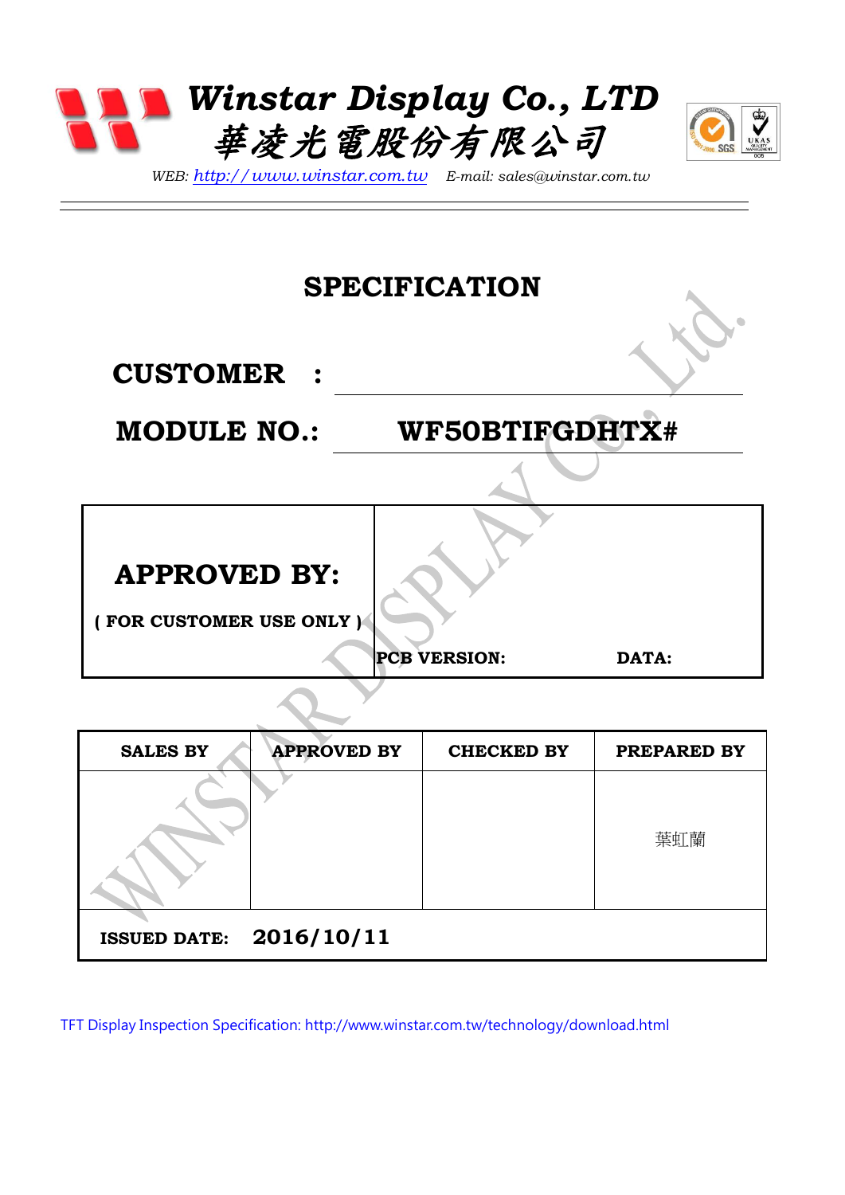# Winstar Display Co., LTD
# 華凌光電股份有限公司

*WEB: http://www.winstar.com.tw E-mail: sales@winstar.com.tw*

---

## SPECIFICATION

**CUSTOMER :**

**MODULE NO.: WF50BTIFGDHTX#**

| **APPROVED BY:** ( FOR CUSTOMER USE ONLY ) | **PCB VERSION:** **DATA:** |
|---|---|

| SALES BY | APPROVED BY | CHECKED BY | PREPARED BY |
|---|---|---|---|
| | | | 葉虹蘭 |
| **ISSUED DATE: 2016/10/11** | | | |

TFT Display Inspection Specification: http://www.winstar.com.tw/technology/download.html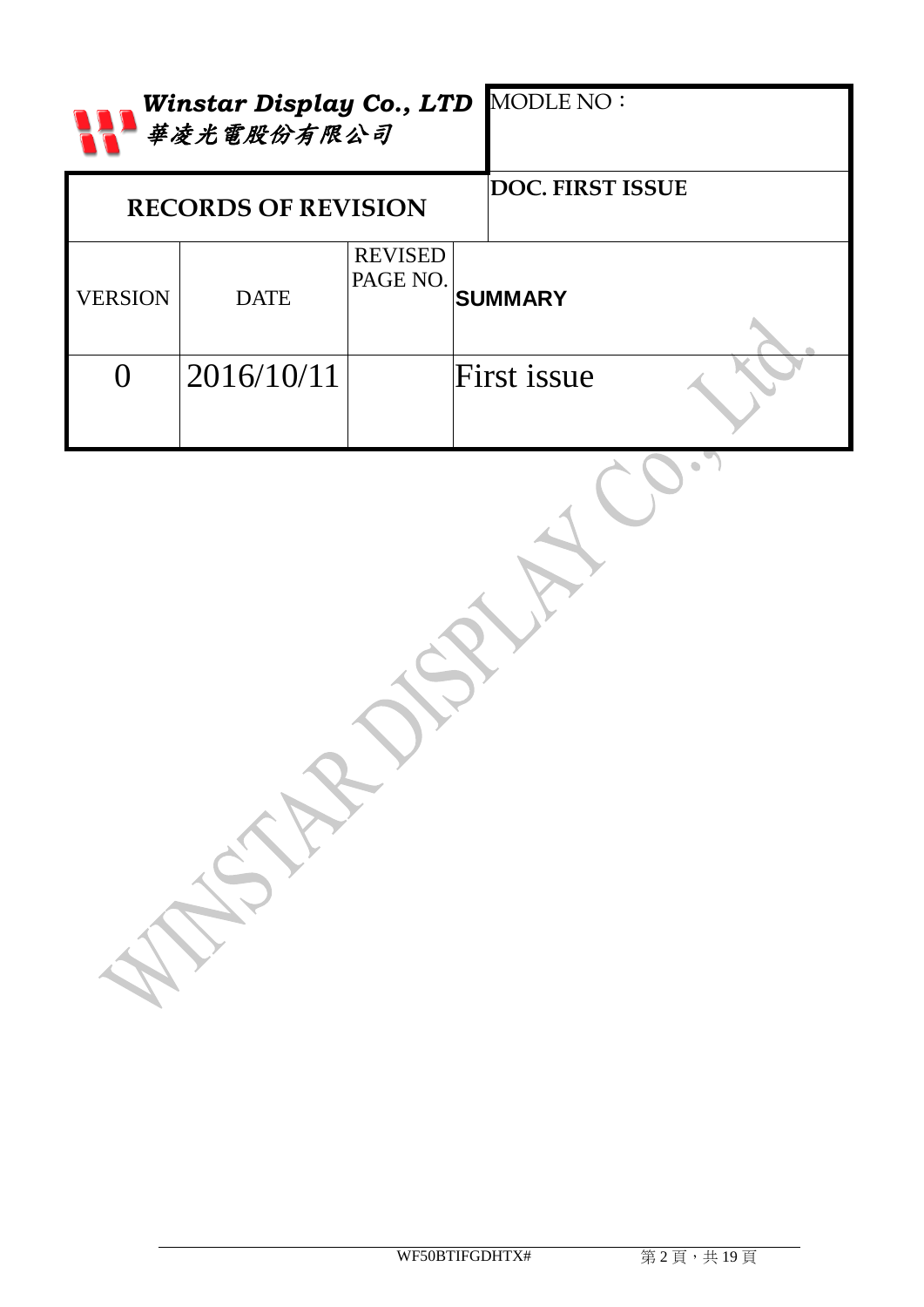**Winstar Display Co., LTD**
*華凌光電股份有限公司*

| MODLE NO： |
|---|
| **DOC. FIRST ISSUE** |

## RECORDS OF REVISION

| VERSION | DATE | REVISED PAGE NO. | SUMMARY |
|---|---|---|---|
| 0 | 2016/10/11 | | First issue |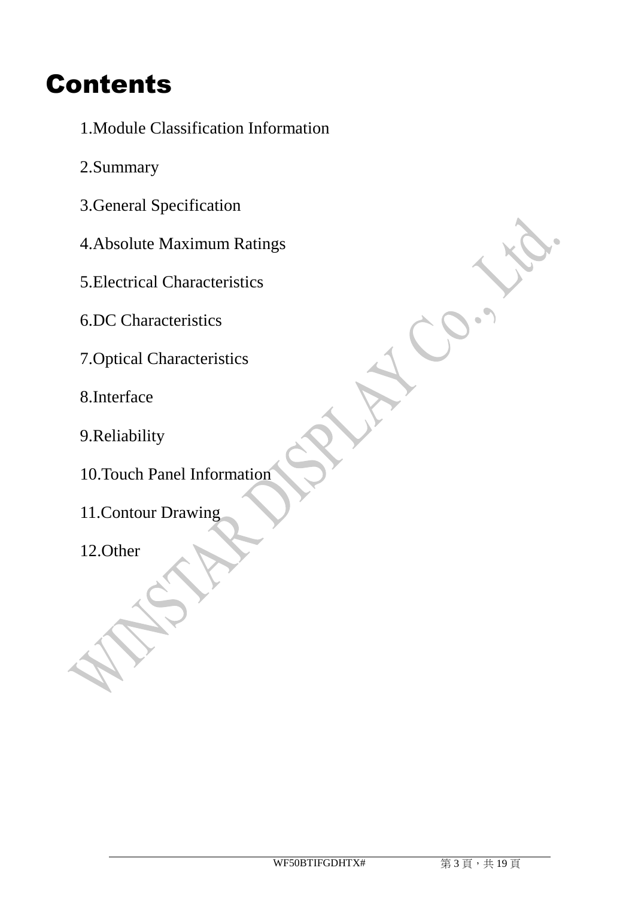# Contents

1.Module Classification Information

2.Summary

3.General Specification

4.Absolute Maximum Ratings

5.Electrical Characteristics

6.DC Characteristics

7.Optical Characteristics

8.Interface

9.Reliability

10.Touch Panel Information

11.Contour Drawing

12.Other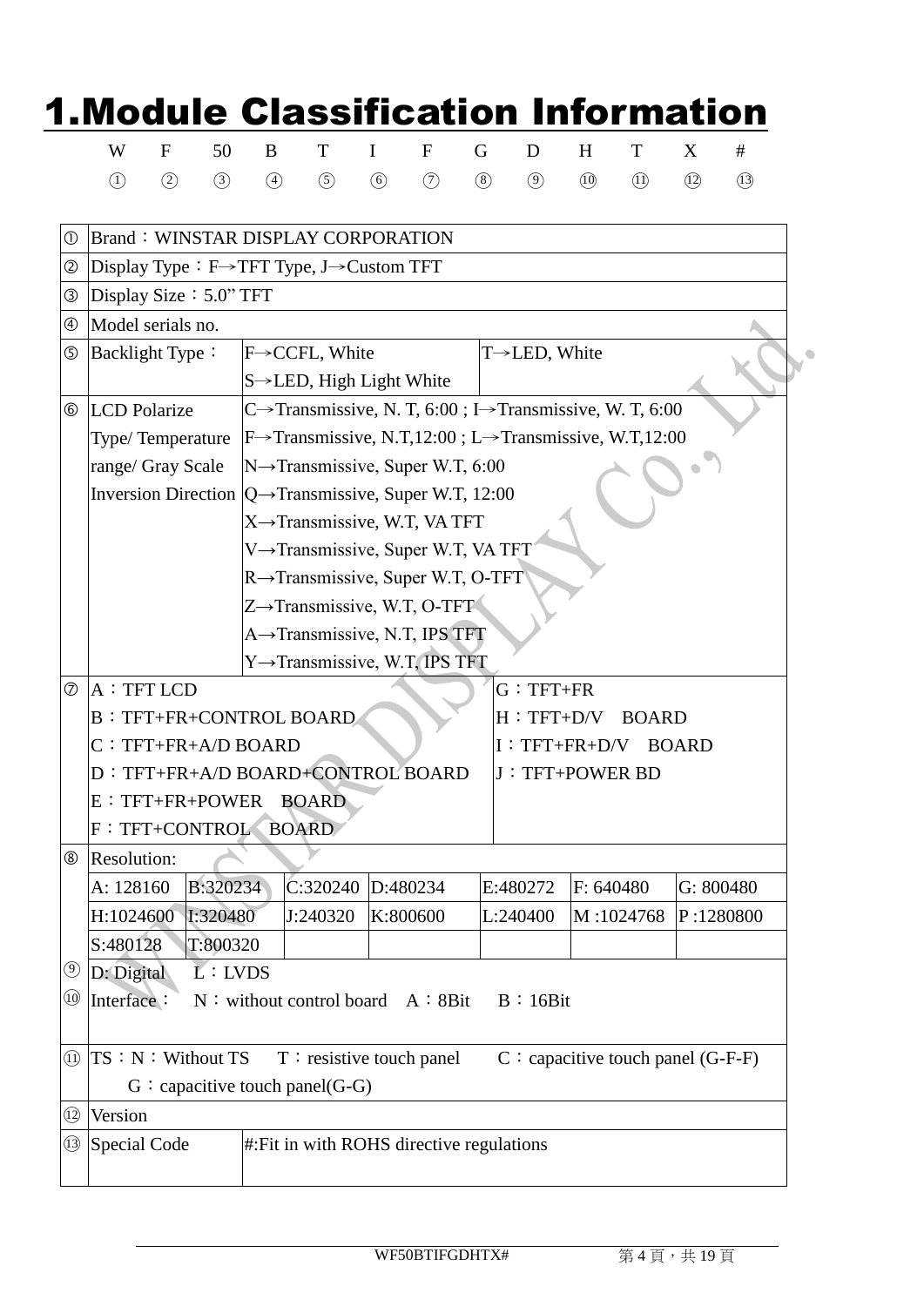# 1.Module Classification Information

| W | F | 50 | B | T | I | F | G | D | H | T | X | # |
|---|---|---|---|---|---|---|---|---|---|---|---|---|
| ① | ② | ③ | ④ | ⑤ | ⑥ | ⑦ | ⑧ | ⑨ | ⑩ | ⑪ | ⑫ | ⑬ |

| No. | Item | Description |
|---|---|---|
| ① | Brand：WINSTAR DISPLAY CORPORATION | |
| ② | Display Type：F→TFT Type, J→Custom TFT | |
| ③ | Display Size：5.0" TFT | |
| ④ | Model serials no. | |
| ⑤ | Backlight Type： | F→CCFL, White<br>S→LED, High Light White<br>T→LED, White |
| ⑥ | LCD Polarize Type/ Temperature range/ Gray Scale Inversion Direction | C→Transmissive, N. T, 6:00 ; I→Transmissive, W. T, 6:00<br>F→Transmissive, N.T,12:00 ; L→Transmissive, W.T,12:00<br>N→Transmissive, Super W.T, 6:00<br>Q→Transmissive, Super W.T, 12:00<br>X→Transmissive, W.T, VA TFT<br>V→Transmissive, Super W.T, VA TFT<br>R→Transmissive, Super W.T, O-TFT<br>Z→Transmissive, W.T, O-TFT<br>A→Transmissive, N.T, IPS TFT<br>Y→Transmissive, W.T, IPS TFT |
| ⑦ | | A：TFT LCD<br>B：TFT+FR+CONTROL BOARD<br>C：TFT+FR+A/D BOARD<br>D：TFT+FR+A/D BOARD+CONTROL BOARD<br>E：TFT+FR+POWER BOARD<br>F：TFT+CONTROL BOARD<br>G：TFT+FR<br>H：TFT+D/V BOARD<br>I：TFT+FR+D/V BOARD<br>J：TFT+POWER BD |
| ⑧ | Resolution: | |

| A: 128160 | B:320234 | C:320240 | D:480234 | E:480272 | F: 640480 | G: 800480 |
|---|---|---|---|---|---|---|
| H:1024600 | I:320480 | J:240320 | K:800600 | L:240400 | M :1024768 | P :1280800 |
| S:480128 | T:800320 | | | | | |

| No. | Item | Description |
|---|---|---|
| ⑨ | D: Digital L：LVDS | |
| ⑩ | Interface： | N：without control board A：8Bit B：16Bit |
| ⑪ | TS：N：Without TS T：resistive touch panel C：capacitive touch panel (G-F-F) G：capacitive touch panel(G-G) | |
| ⑫ | Version | |
| ⑬ | Special Code | #:Fit in with ROHS directive regulations |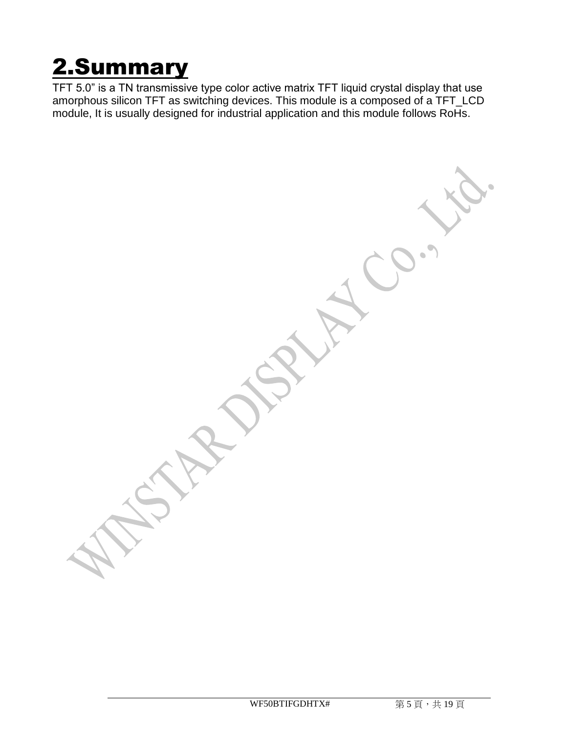# 2.Summary

TFT 5.0" is a TN transmissive type color active matrix TFT liquid crystal display that use amorphous silicon TFT as switching devices. This module is a composed of a TFT_LCD module, It is usually designed for industrial application and this module follows RoHs.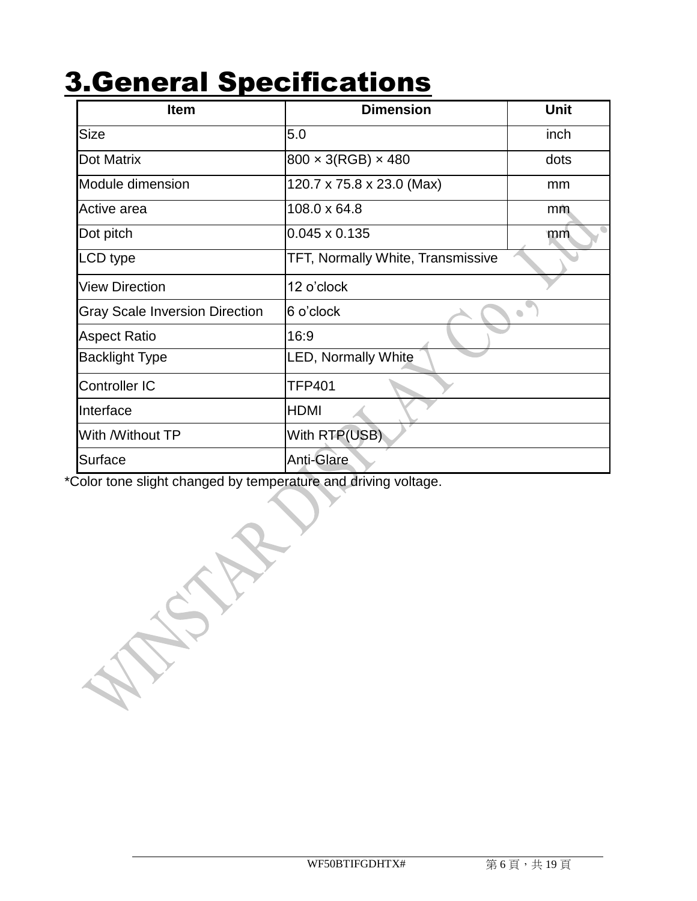# 3.General Specifications

| Item | Dimension | Unit |
|---|---|---|
| Size | 5.0 | inch |
| Dot Matrix | 800 × 3(RGB) × 480 | dots |
| Module dimension | 120.7 x 75.8 x 23.0 (Max) | mm |
| Active area | 108.0 x 64.8 | mm |
| Dot pitch | 0.045 x 0.135 | mm |
| LCD type | TFT, Normally White, Transmissive | |
| View Direction | 12 o'clock | |
| Gray Scale Inversion Direction | 6 o'clock | |
| Aspect Ratio | 16:9 | |
| Backlight Type | LED, Normally White | |
| Controller IC | TFP401 | |
| Interface | HDMI | |
| With /Without TP | With RTP(USB) | |
| Surface | Anti-Glare | |

*Color tone slight changed by temperature and driving voltage.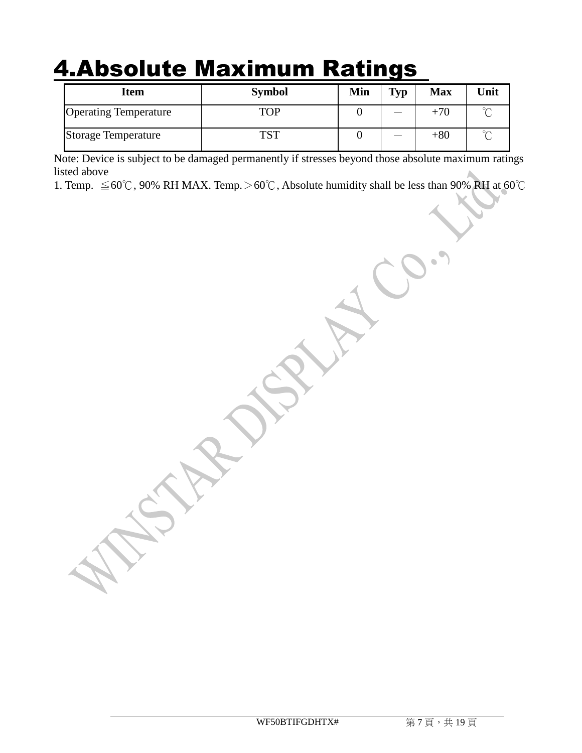# 4.Absolute Maximum Ratings

| Item | Symbol | Min | Typ | Max | Unit |
|---|---|---|---|---|---|
| Operating Temperature | TOP | 0 | — | +70 | ℃ |
| Storage Temperature | TST | 0 | — | +80 | ℃ |

Note: Device is subject to be damaged permanently if stresses beyond those absolute maximum ratings listed above

1. Temp. ≦60℃, 90% RH MAX. Temp.＞60℃, Absolute humidity shall be less than 90% RH at 60℃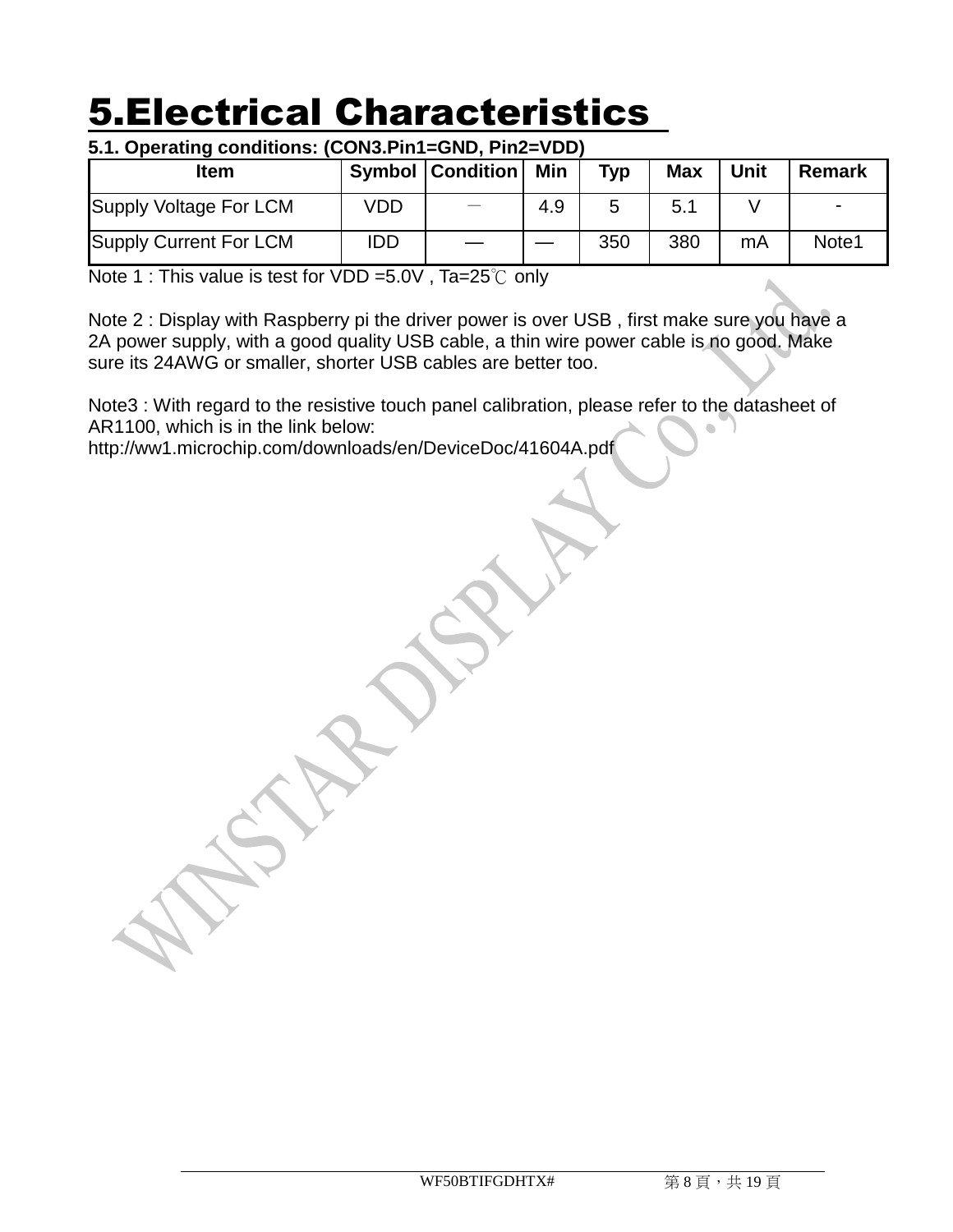# 5.Electrical Characteristics

### 5.1. Operating conditions: (CON3.Pin1=GND, Pin2=VDD)

| Item | Symbol | Condition | Min | Typ | Max | Unit | Remark |
|---|---|---|---|---|---|---|---|
| Supply Voltage For LCM | VDD | － | 4.9 | 5 | 5.1 | V | - |
| Supply Current For LCM | IDD | — | — | 350 | 380 | mA | Note1 |

Note 1 : This value is test for VDD =5.0V , Ta=25℃ only

Note 2 : Display with Raspberry pi the driver power is over USB , first make sure you have a 2A power supply, with a good quality USB cable, a thin wire power cable is no good. Make sure its 24AWG or smaller, shorter USB cables are better too.

Note3 : With regard to the resistive touch panel calibration, please refer to the datasheet of AR1100, which is in the link below:
http://ww1.microchip.com/downloads/en/DeviceDoc/41604A.pdf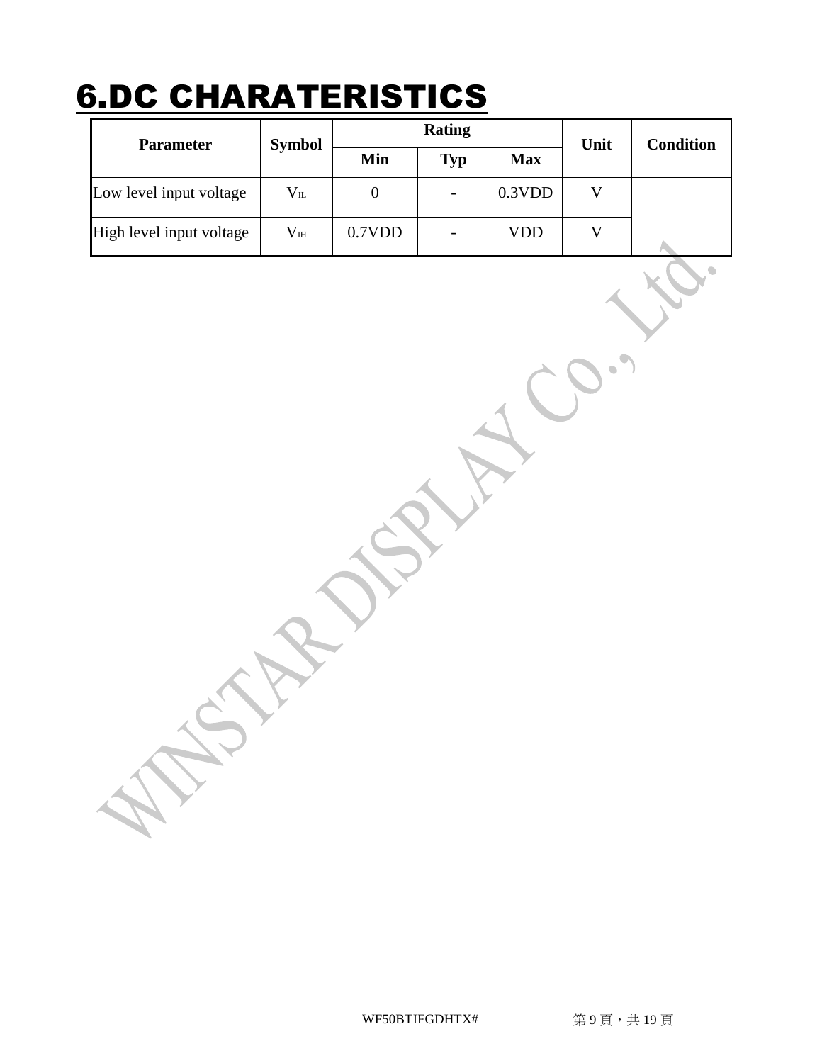# 6.DC CHARATERISTICS

| Parameter | Symbol | Rating | | | Unit | Condition |
|---|---|---|---|---|---|---|
| | | Min | Typ | Max | | |
| Low level input voltage | $V_{IL}$ | 0 | - | 0.3VDD | V | |
| High level input voltage | $V_{IH}$ | 0.7VDD | - | VDD | V | |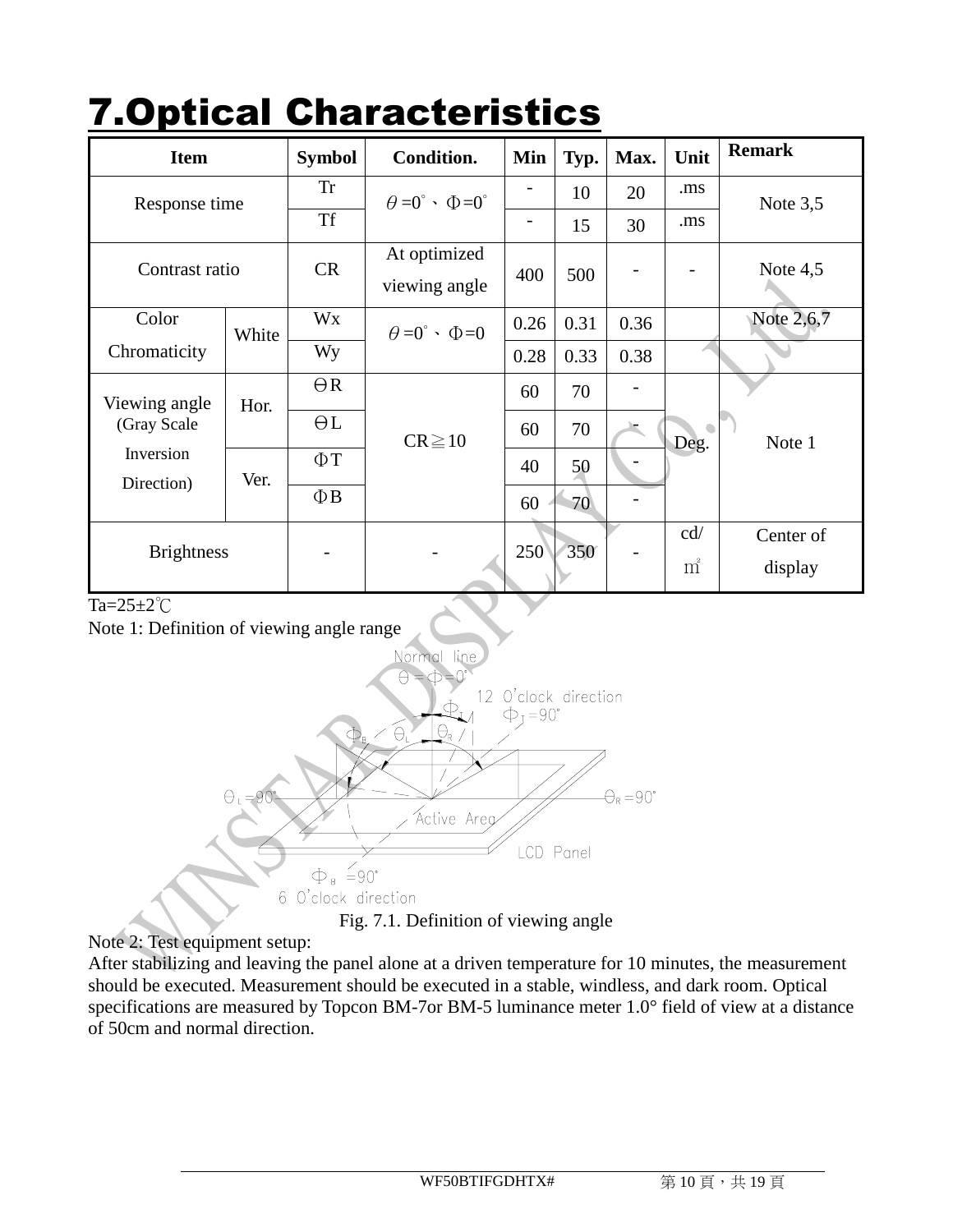# 7.Optical Characteristics

| Item | | Symbol | Condition. | Min | Typ. | Max. | Unit | Remark |
|---|---|---|---|---|---|---|---|---|
| Response time | | Tr | θ=0°、Φ=0° | - | 10 | 20 | .ms | Note 3,5 |
| | | Tf | | - | 15 | 30 | .ms | |
| Contrast ratio | | CR | At optimized viewing angle | 400 | 500 | - | - | Note 4,5 |
| Color Chromaticity | White | Wx | θ=0°、Φ=0 | 0.26 | 0.31 | 0.36 | | Note 2,6,7 |
| | | Wy | | 0.28 | 0.33 | 0.38 | | |
| Viewing angle (Gray Scale Inversion Direction) | Hor. | ΘR | CR≧10 | 60 | 70 | - | Deg. | Note 1 |
| | | ΘL | | 60 | 70 | - | | |
| | Ver. | ΦT | | 40 | 50 | - | | |
| | | ΦB | | 60 | 70 | - | | |
| Brightness | | - | - | 250 | 350 | - | cd/m² | Center of display |

Ta=25±2℃

Note 1: Definition of viewing angle range

Fig. 7.1. Definition of viewing angle

Note 2: Test equipment setup:

After stabilizing and leaving the panel alone at a driven temperature for 10 minutes, the measurement should be executed. Measurement should be executed in a stable, windless, and dark room. Optical specifications are measured by Topcon BM-7or BM-5 luminance meter 1.0° field of view at a distance of 50cm and normal direction.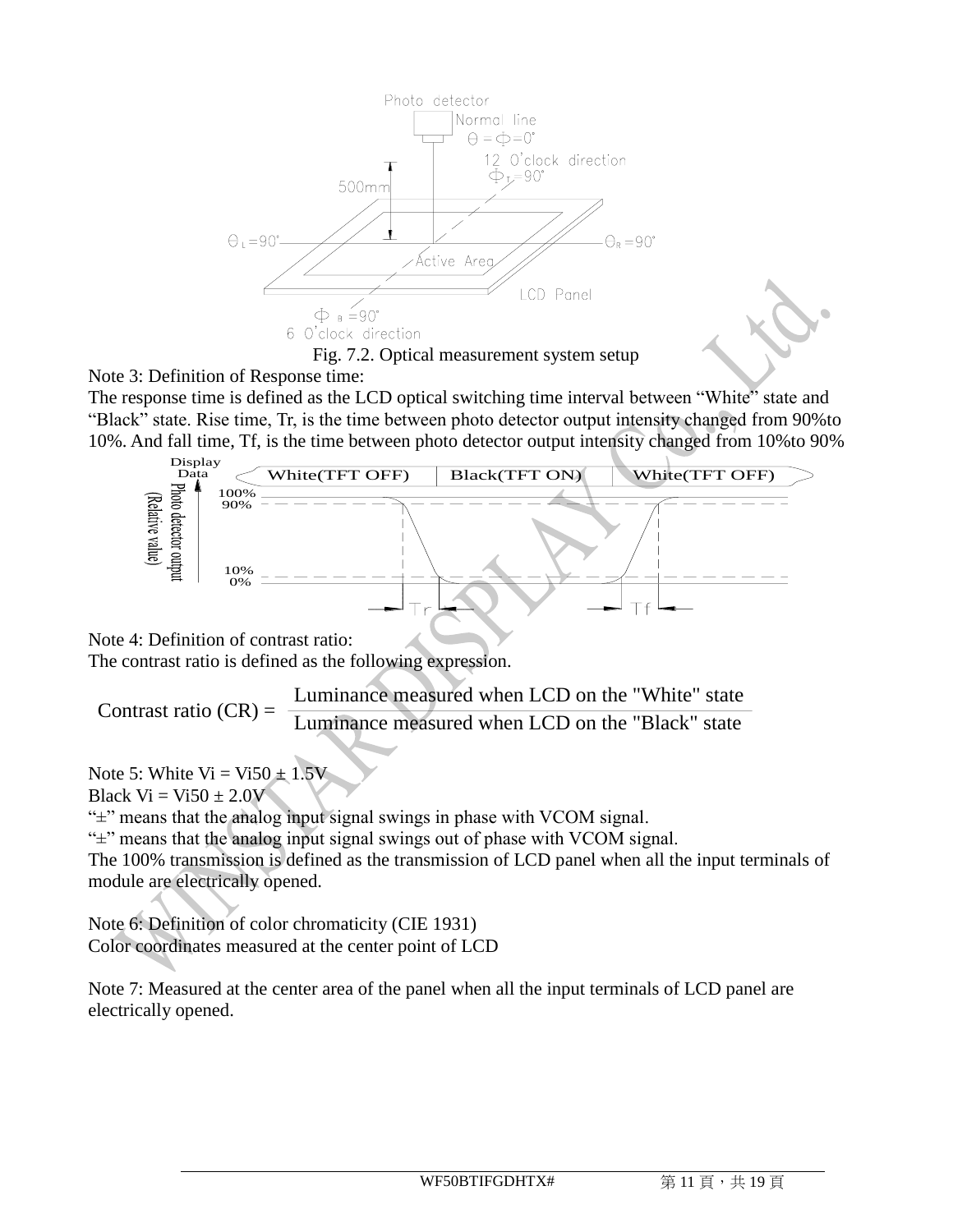Fig. 7.2. Optical measurement system setup

Note 3: Definition of Response time:

The response time is defined as the LCD optical switching time interval between “White” state and “Black” state. Rise time, Tr, is the time between photo detector output intensity changed from 90%to 10%. And fall time, Tf, is the time between photo detector output intensity changed from 10%to 90%

Note 4: Definition of contrast ratio:

The contrast ratio is defined as the following expression.

$$\text{Contrast ratio (CR)} = \frac{\text{Luminance measured when LCD on the "White" state}}{\text{Luminance measured when LCD on the "Black" state}}$$

Note 5: White Vi = Vi50 ± 1.5V

Black Vi = Vi50 ± 2.0V

“±” means that the analog input signal swings in phase with VCOM signal.

“±” means that the analog input signal swings out of phase with VCOM signal.

The 100% transmission is defined as the transmission of LCD panel when all the input terminals of module are electrically opened.

Note 6: Definition of color chromaticity (CIE 1931)

Color coordinates measured at the center point of LCD

Note 7: Measured at the center area of the panel when all the input terminals of LCD panel are electrically opened.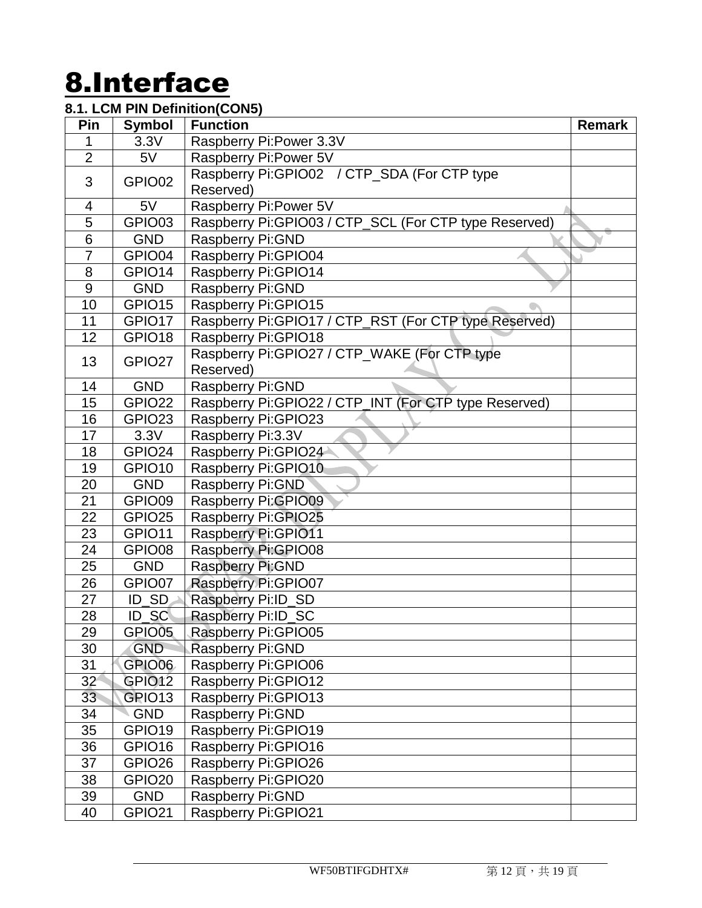# 8.Interface

### 8.1. LCM PIN Definition(CON5)

| Pin | Symbol | Function | Remark |
|---|---|---|---|
| 1 | 3.3V | Raspberry Pi:Power 3.3V | |
| 2 | 5V | Raspberry Pi:Power 5V | |
| 3 | GPIO02 | Raspberry Pi:GPIO02 / CTP_SDA (For CTP type Reserved) | |
| 4 | 5V | Raspberry Pi:Power 5V | |
| 5 | GPIO03 | Raspberry Pi:GPIO03 / CTP_SCL (For CTP type Reserved) | |
| 6 | GND | Raspberry Pi:GND | |
| 7 | GPIO04 | Raspberry Pi:GPIO04 | |
| 8 | GPIO14 | Raspberry Pi:GPIO14 | |
| 9 | GND | Raspberry Pi:GND | |
| 10 | GPIO15 | Raspberry Pi:GPIO15 | |
| 11 | GPIO17 | Raspberry Pi:GPIO17 / CTP_RST (For CTP type Reserved) | |
| 12 | GPIO18 | Raspberry Pi:GPIO18 | |
| 13 | GPIO27 | Raspberry Pi:GPIO27 / CTP_WAKE (For CTP type Reserved) | |
| 14 | GND | Raspberry Pi:GND | |
| 15 | GPIO22 | Raspberry Pi:GPIO22 / CTP_INT (For CTP type Reserved) | |
| 16 | GPIO23 | Raspberry Pi:GPIO23 | |
| 17 | 3.3V | Raspberry Pi:3.3V | |
| 18 | GPIO24 | Raspberry Pi:GPIO24 | |
| 19 | GPIO10 | Raspberry Pi:GPIO10 | |
| 20 | GND | Raspberry Pi:GND | |
| 21 | GPIO09 | Raspberry Pi:GPIO09 | |
| 22 | GPIO25 | Raspberry Pi:GPIO25 | |
| 23 | GPIO11 | Raspberry Pi:GPIO11 | |
| 24 | GPIO08 | Raspberry Pi:GPIO08 | |
| 25 | GND | Raspberry Pi:GND | |
| 26 | GPIO07 | Raspberry Pi:GPIO07 | |
| 27 | ID_SD | Raspberry Pi:ID_SD | |
| 28 | ID_SC | Raspberry Pi:ID_SC | |
| 29 | GPIO05 | Raspberry Pi:GPIO05 | |
| 30 | GND | Raspberry Pi:GND | |
| 31 | GPIO06 | Raspberry Pi:GPIO06 | |
| 32 | GPIO12 | Raspberry Pi:GPIO12 | |
| 33 | GPIO13 | Raspberry Pi:GPIO13 | |
| 34 | GND | Raspberry Pi:GND | |
| 35 | GPIO19 | Raspberry Pi:GPIO19 | |
| 36 | GPIO16 | Raspberry Pi:GPIO16 | |
| 37 | GPIO26 | Raspberry Pi:GPIO26 | |
| 38 | GPIO20 | Raspberry Pi:GPIO20 | |
| 39 | GND | Raspberry Pi:GND | |
| 40 | GPIO21 | Raspberry Pi:GPIO21 | |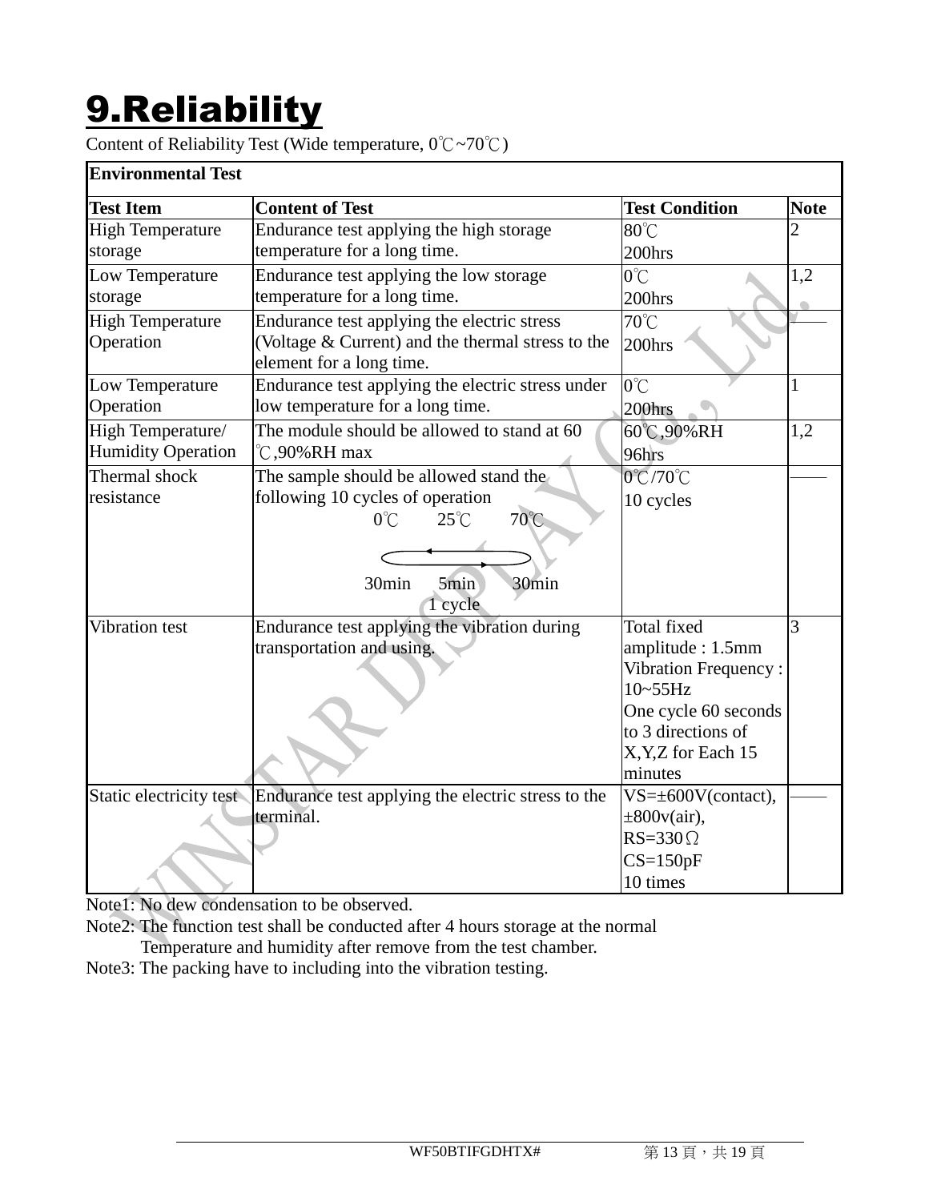# 9.Reliability

Content of Reliability Test (Wide temperature, 0℃~70℃)

| Environmental Test | | | |
|---|---|---|---|
| **Test Item** | **Content of Test** | **Test Condition** | **Note** |
| High Temperature storage | Endurance test applying the high storage temperature for a long time. | 80℃<br>200hrs | 2 |
| Low Temperature storage | Endurance test applying the low storage temperature for a long time. | 0℃<br>200hrs | 1,2 |
| High Temperature Operation | Endurance test applying the electric stress (Voltage & Current) and the thermal stress to the element for a long time. | 70℃<br>200hrs | —— |
| Low Temperature Operation | Endurance test applying the electric stress under low temperature for a long time. | 0℃<br>200hrs | 1 |
| High Temperature/ Humidity Operation | The module should be allowed to stand at 60℃,90%RH max | 60℃,90%RH<br>96hrs | 1,2 |
| Thermal shock resistance | The sample should be allowed stand the following 10 cycles of operation<br>0℃ 25℃ 70℃<br>30min 5min 30min<br>1 cycle | 0℃/70℃<br>10 cycles | —— |
| Vibration test | Endurance test applying the vibration during transportation and using. | Total fixed amplitude : 1.5mm<br>Vibration Frequency : 10~55Hz<br>One cycle 60 seconds to 3 directions of X,Y,Z for Each 15 minutes | 3 |
| Static electricity test | Endurance test applying the electric stress to the terminal. | VS=±600V(contact), ±800v(air),<br>RS=330Ω<br>CS=150pF<br>10 times | —— |

Note1: No dew condensation to be observed.

Note2: The function test shall be conducted after 4 hours storage at the normal Temperature and humidity after remove from the test chamber.

Note3: The packing have to including into the vibration testing.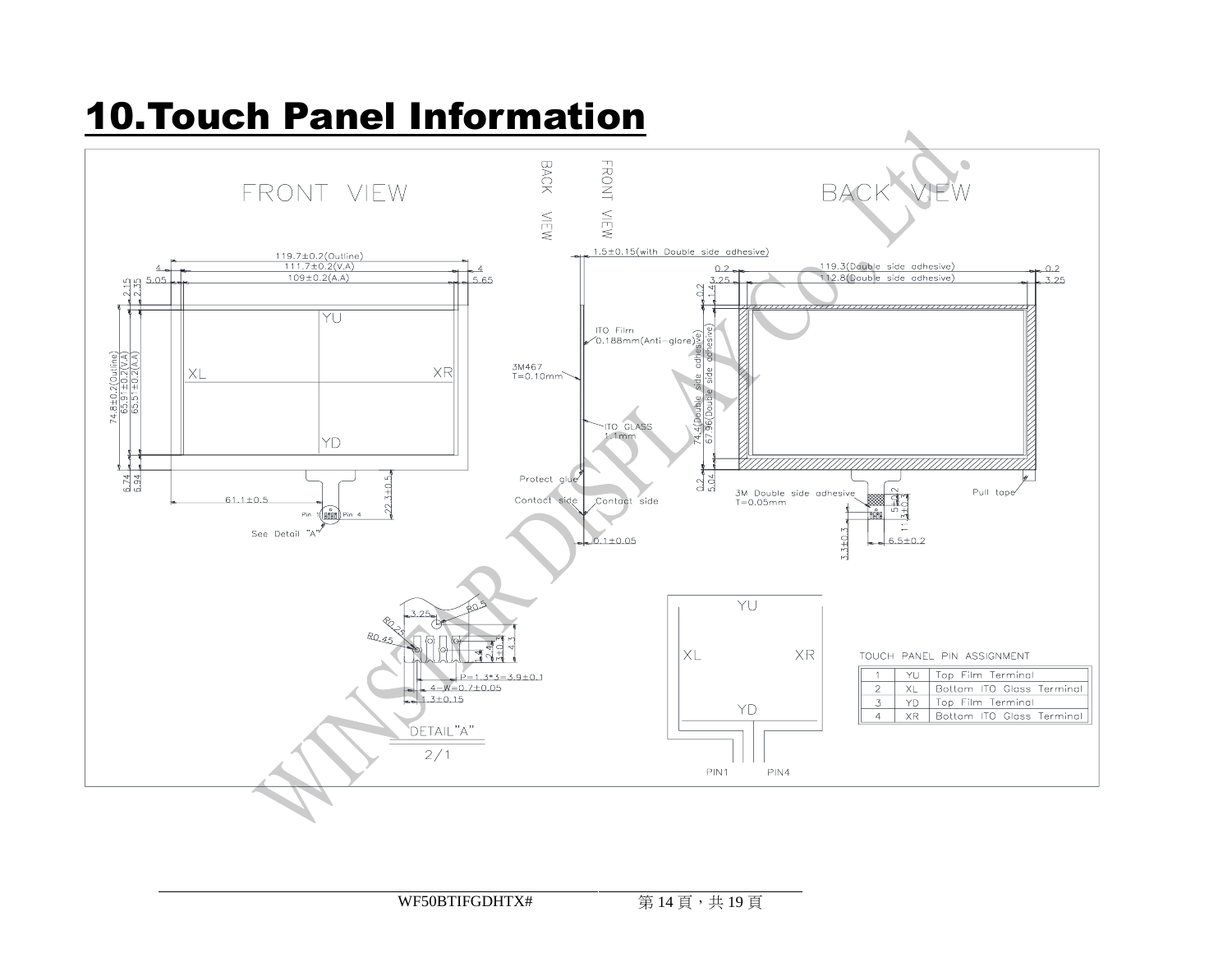# 10.Touch Panel Information

FRONT VIEW

BACK VIEW

119.7±0.2(Outline)
111.7±0.2(V.A)
109±0.2(A.A)

4 5.05 4 5.65

2.15 2.35

74.8±0.2(Outline)
65.91±0.2(V.A)
65.51±0.2(A.A)

YU XL XR YD

6.74 6.94

61.1±0.5

22.3±0.5

Pin 1 Pin 4

See Detail "A"

BACK VIEW FRONT VIEW

1.5±0.15(with Double side adhesive)

ITO Film 0.188mm(Anti-glare)

3M467 T=0.10mm

ITO GLASS 1.1mm

Protect glue

Contact side Contact side

0.1±0.05

119.3(Double side adhesive)
112.8(Double side adhesive)

0.2 3.25 0.2 3.25

0.2 1.4

74.4(Double side adhesive)
67.96(Double side adhesive)

0.2 5.04

3M Double side adhesive T=0.05mm

Pull tape

5±0.2 11.3±0.3

3.3±0.3 6.5±0.2

3.25 R0.5 R0.25 R0.45

2.4 3±0.3 4.3

P=1.3*3=3.9±0.1
4-W=0.7±0.05
1.3±0.15

DETAIL"A"
2/1

YU XL XR YD

PIN1 PIN4

TOUCH PANEL PIN ASSIGNMENT

| 1 | YU | Top Film Terminal |
|---|---|---|
| 2 | XL | Bottom ITO Glass Terminal |
| 3 | YD | Top Film Terminal |
| 4 | XR | Bottom ITO Glass Terminal |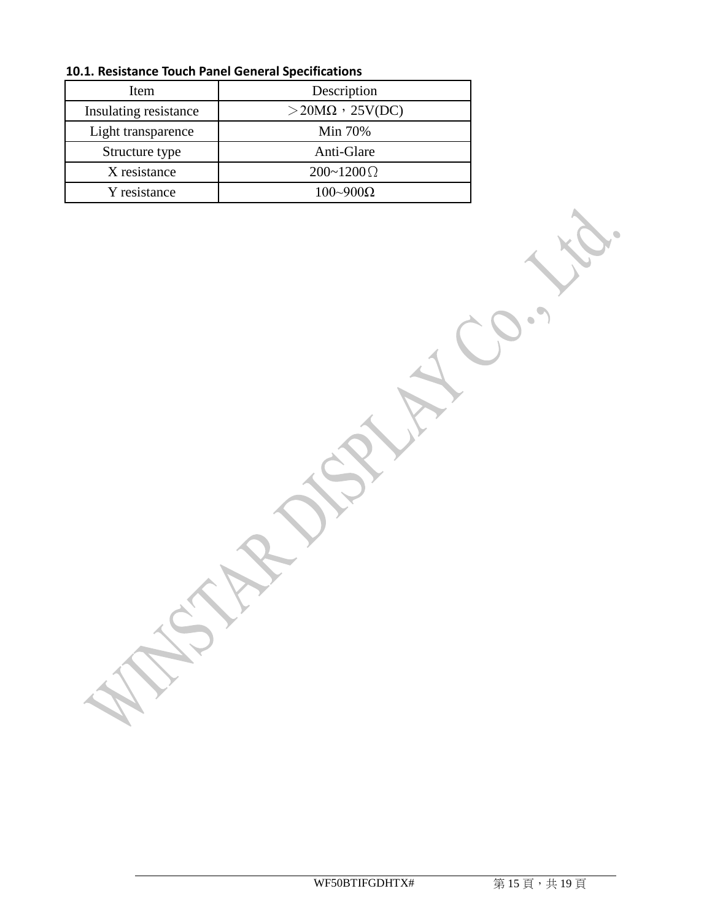### 10.1. Resistance Touch Panel General Specifications

| Item | Description |
| --- | --- |
| Insulating resistance | ＞20MΩ，25V(DC) |
| Light transparence | Min 70% |
| Structure type | Anti-Glare |
| X resistance | 200~1200Ω |
| Y resistance | 100~900Ω |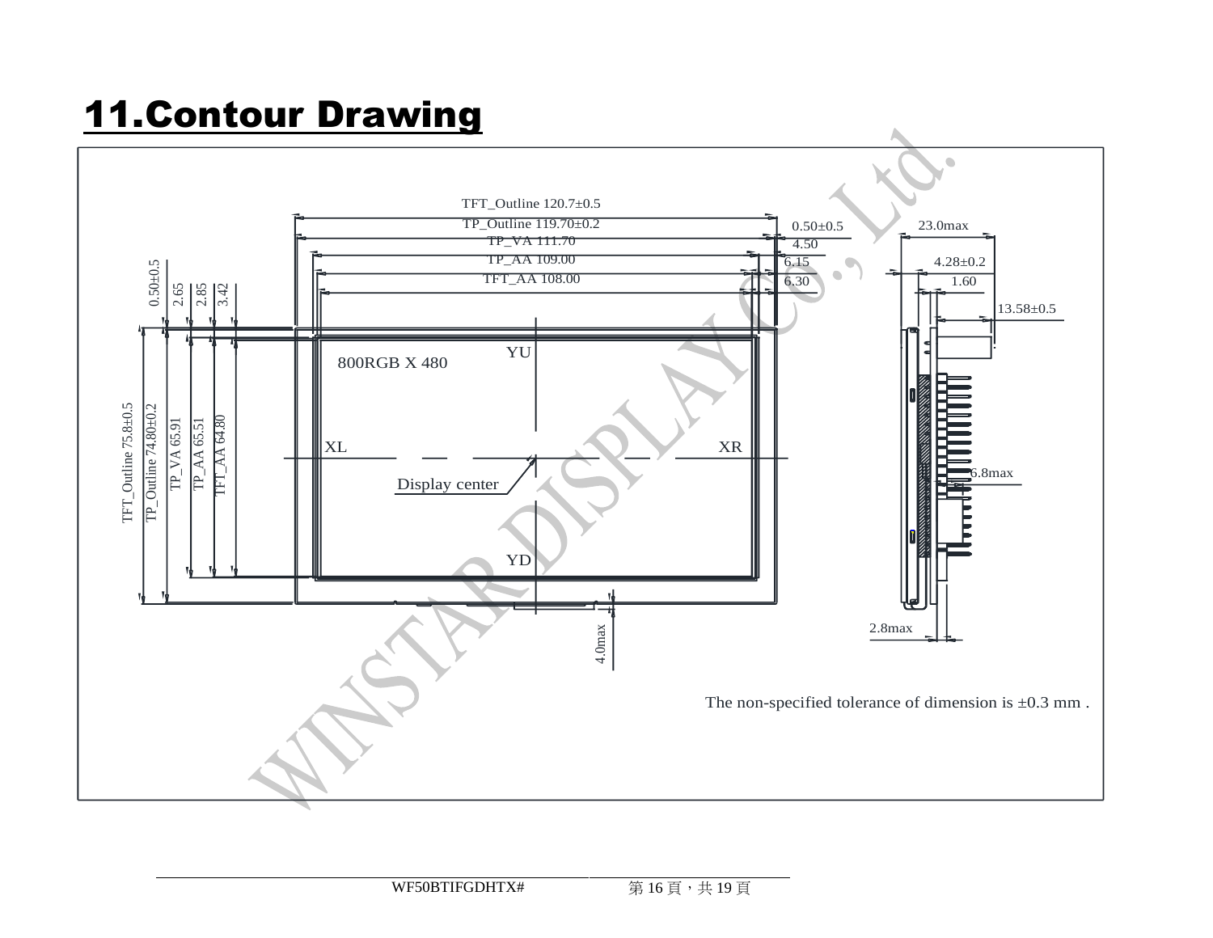# 11.Contour Drawing

TFT_Outline 120.7±0.5

TP_Outline 119.70±0.2

TP_VA 111.70

TP_AA 109.00

TFT_AA 108.00

0.50±0.5

4.50

6.15

6.30

23.0max

4.28±0.2

1.60

13.58±0.5

0.50±0.5

2.65

2.85

3.42

TFT_Outline 75.8±0.5

TP_Outline 74.80±0.2

TP_VA 65.91

TP_AA 65.51

TFT_AA 64.80

800RGB X 480

YU

XL

XR

Display center

YD

4.0max

6.8max

2.8max

The non-specified tolerance of dimension is ±0.3 mm .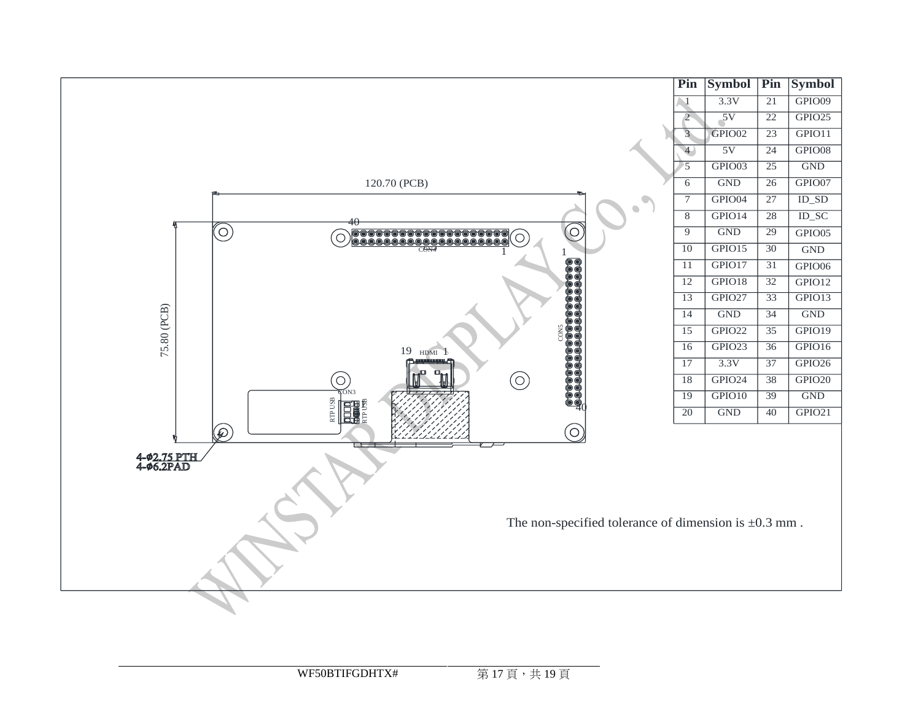| Pin | Symbol | Pin | Symbol |
|---|---|---|---|
| 1 | 3.3V | 21 | GPIO09 |
| 2 | 5V | 22 | GPIO25 |
| 3 | GPIO02 | 23 | GPIO11 |
| 4 | 5V | 24 | GPIO08 |
| 5 | GPIO03 | 25 | GND |
| 6 | GND | 26 | GPIO07 |
| 7 | GPIO04 | 27 | ID_SD |
| 8 | GPIO14 | 28 | ID_SC |
| 9 | GND | 29 | GPIO05 |
| 10 | GPIO15 | 30 | GND |
| 11 | GPIO17 | 31 | GPIO06 |
| 12 | GPIO18 | 32 | GPIO12 |
| 13 | GPIO27 | 33 | GPIO13 |
| 14 | GND | 34 | GND |
| 15 | GPIO22 | 35 | GPIO19 |
| 16 | GPIO23 | 36 | GPIO16 |
| 17 | 3.3V | 37 | GPIO26 |
| 18 | GPIO24 | 38 | GPIO20 |
| 19 | GPIO10 | 39 | GND |
| 20 | GND | 40 | GPIO21 |

120.70 (PCB)

75.80 (PCB)

4-φ2.75 PTH
4-φ6.2PAD

CON4, CON5, CON3, HDMI, RTP USB

The non-specified tolerance of dimension is ±0.3 mm .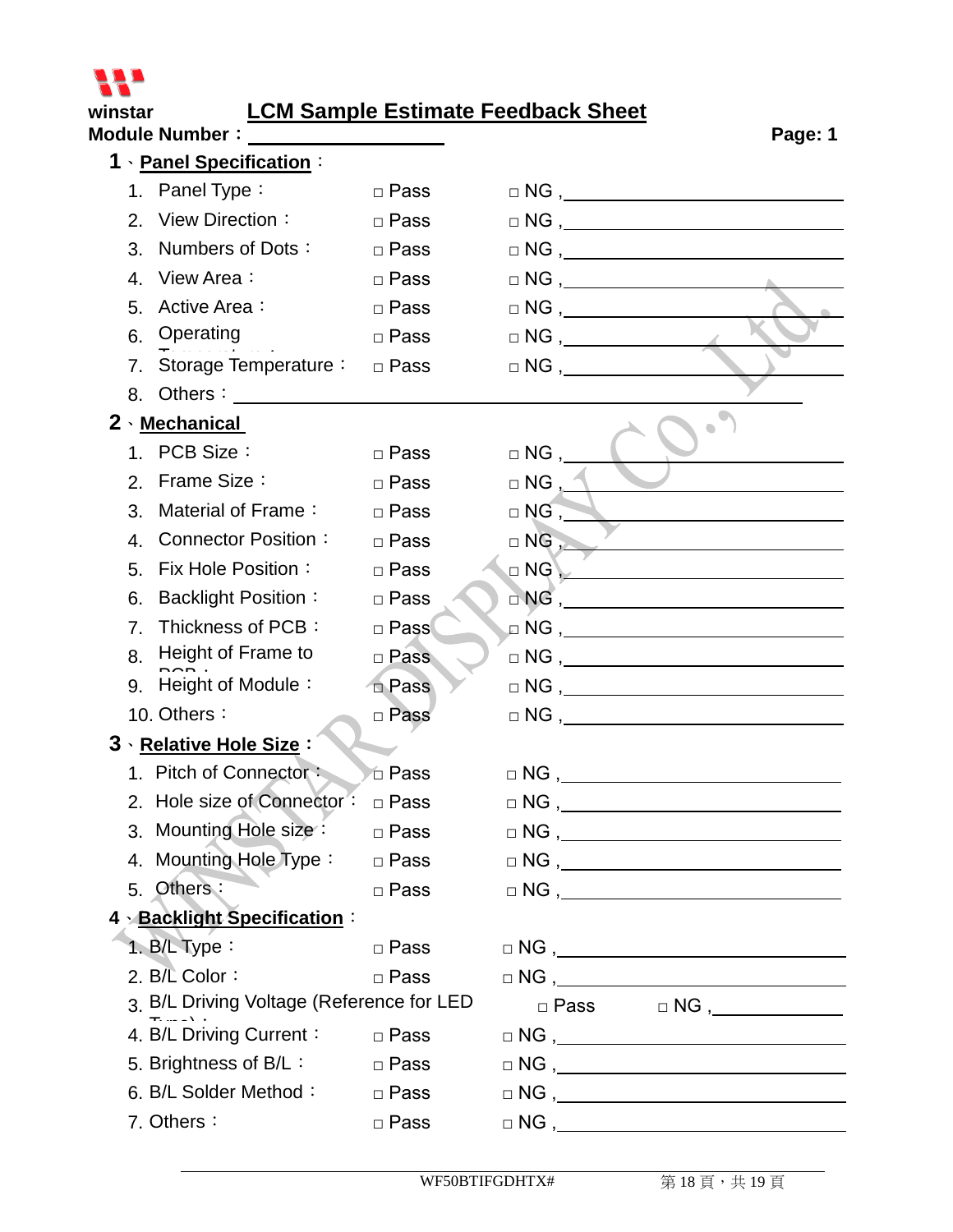winstar

# LCM Sample Estimate Feedback Sheet

**Module Number：\_\_\_\_\_\_\_\_\_\_\_\_\_\_\_\_\_\_\_\_** **Page: 1**

## 1、Panel Specification：

| | | | |
|---|---|---|---|
| 1. | Panel Type： | □ Pass | □ NG , |
| 2. | View Direction： | □ Pass | □ NG , |
| 3. | Numbers of Dots： | □ Pass | □ NG , |
| 4. | View Area： | □ Pass | □ NG , |
| 5. | Active Area： | □ Pass | □ NG , |
| 6. | Operating Temperature： | □ Pass | □ NG , |
| 7. | Storage Temperature： | □ Pass | □ NG , |
| 8. | Others： | | |

## 2、Mechanical

| | | | |
|---|---|---|---|
| 1. | PCB Size： | □ Pass | □ NG , |
| 2. | Frame Size： | □ Pass | □ NG , |
| 3. | Material of Frame： | □ Pass | □ NG , |
| 4. | Connector Position： | □ Pass | □ NG , |
| 5. | Fix Hole Position： | □ Pass | □ NG , |
| 6. | Backlight Position： | □ Pass | □ NG , |
| 7. | Thickness of PCB： | □ Pass | □ NG , |
| 8. | Height of Frame to PCB： | □ Pass | □ NG , |
| 9. | Height of Module： | □ Pass | □ NG , |
| 10. | Others： | □ Pass | □ NG , |

## 3、Relative Hole Size：

| | | | |
|---|---|---|---|
| 1. | Pitch of Connector： | □ Pass | □ NG , |
| 2. | Hole size of Connector： | □ Pass | □ NG , |
| 3. | Mounting Hole size： | □ Pass | □ NG , |
| 4. | Mounting Hole Type： | □ Pass | □ NG , |
| 5. | Others： | □ Pass | □ NG , |

## 4、Backlight Specification：

| | | | |
|---|---|---|---|
| 1. | B/L Type： | □ Pass | □ NG , |
| 2. | B/L Color： | □ Pass | □ NG , |
| 3. | B/L Driving Voltage (Reference for LED Type)： | □ Pass | □ NG , |
| 4. | B/L Driving Current： | □ Pass | □ NG , |
| 5. | Brightness of B/L： | □ Pass | □ NG , |
| 6. | B/L Solder Method： | □ Pass | □ NG , |
| 7. | Others： | □ Pass | □ NG , |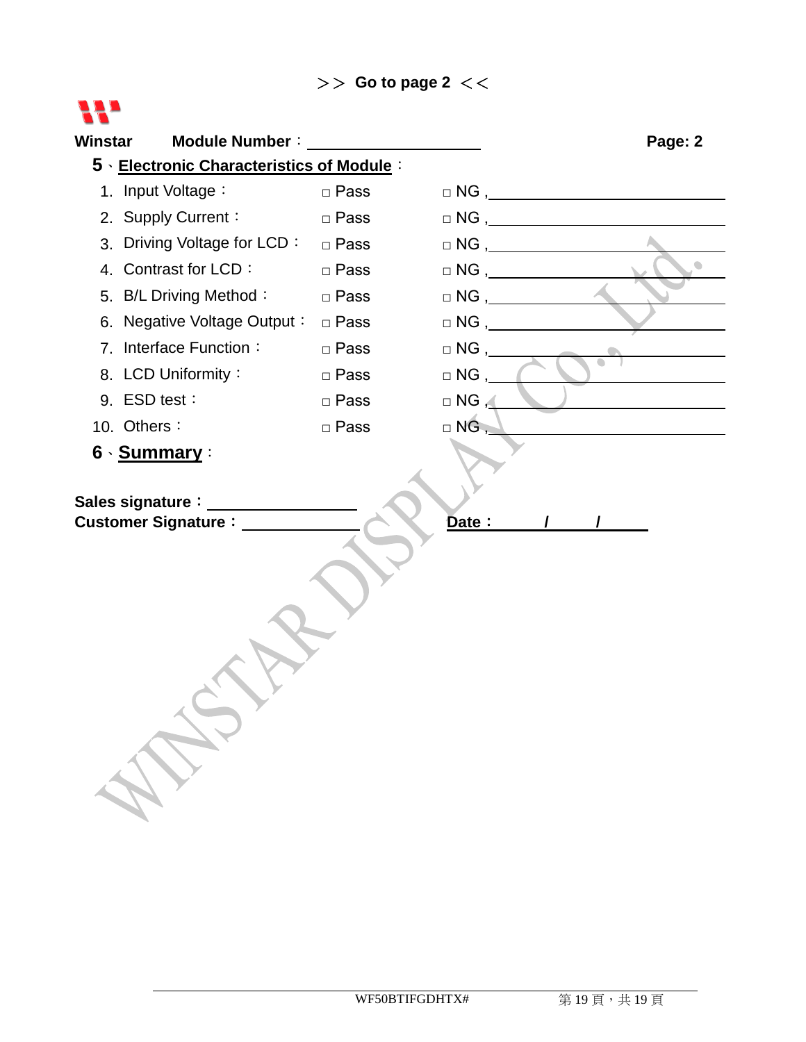＞＞ **Go to page 2** ＜＜

**Winstar** **Module Number**：\_\_\_\_\_\_\_\_\_\_\_\_\_\_\_\_\_\_\_\_ **Page: 2**

**5**、**Electronic Characteristics of Module**：

| | | | |
|---|---|---|---|
| 1. | Input Voltage： | □ Pass | □ NG ,\_\_\_\_\_\_\_\_\_\_\_\_\_\_\_\_\_\_\_\_ |
| 2. | Supply Current： | □ Pass | □ NG ,\_\_\_\_\_\_\_\_\_\_\_\_\_\_\_\_\_\_\_\_ |
| 3. | Driving Voltage for LCD： | □ Pass | □ NG ,\_\_\_\_\_\_\_\_\_\_\_\_\_\_\_\_\_\_\_\_ |
| 4. | Contrast for LCD： | □ Pass | □ NG ,\_\_\_\_\_\_\_\_\_\_\_\_\_\_\_\_\_\_\_\_ |
| 5. | B/L Driving Method： | □ Pass | □ NG ,\_\_\_\_\_\_\_\_\_\_\_\_\_\_\_\_\_\_\_\_ |
| 6. | Negative Voltage Output： | □ Pass | □ NG ,\_\_\_\_\_\_\_\_\_\_\_\_\_\_\_\_\_\_\_\_ |
| 7. | Interface Function： | □ Pass | □ NG ,\_\_\_\_\_\_\_\_\_\_\_\_\_\_\_\_\_\_\_\_ |
| 8. | LCD Uniformity： | □ Pass | □ NG ,\_\_\_\_\_\_\_\_\_\_\_\_\_\_\_\_\_\_\_\_ |
| 9. | ESD test： | □ Pass | □ NG ,\_\_\_\_\_\_\_\_\_\_\_\_\_\_\_\_\_\_\_\_ |
| 10. | Others： | □ Pass | □ NG ,\_\_\_\_\_\_\_\_\_\_\_\_\_\_\_\_\_\_\_\_ |

**6**、**Summary**：

**Sales signature**：\_\_\_\_\_\_\_\_\_\_\_\_\_\_\_\_\_\_

**Customer Signature**：\_\_\_\_\_\_\_\_\_\_\_\_\_\_\_ **Date**： / /